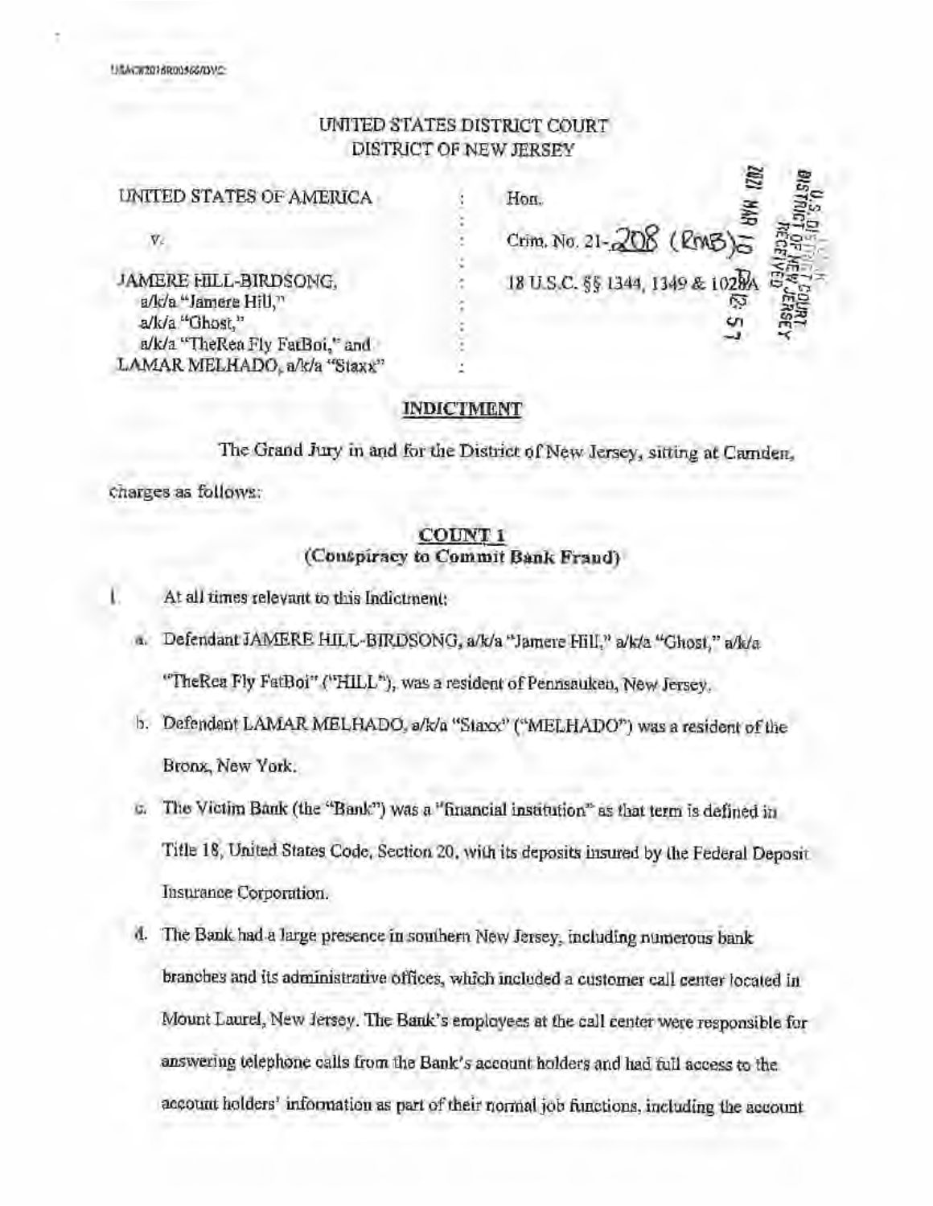USAO#2018R00566/DVC

UNITED STATES DISTRICT COURT
DISTRICT OF NEW JERSEY

| | | |
|---|---|---|
| UNITED STATES OF AMERICA | : | Hon. |
| v. | : | Crim. No. 21-208 (RMB) |
| JAMERE HILL-BIRDSONG, a/k/a "Jamere Hill," a/k/a "Ghost," a/k/a "TheRea Fly FatBoi," and LAMAR MELHADO, a/k/a "Staxx" | : | 18 U.S.C. §§ 1344, 1349 & 1028A |

2021 MAR 10 12:57
U.S. DISTRICT COURT
DISTRICT OF NEW JERSEY
RECEIVED

## INDICTMENT

The Grand Jury in and for the District of New Jersey, sitting at Camden, charges as follows:

### COUNT 1
### (Conspiracy to Commit Bank Fraud)

1. At all times relevant to this Indictment:

   a. Defendant JAMERE HILL-BIRDSONG, a/k/a "Jamere Hill," a/k/a "Ghost," a/k/a "TheRea Fly FatBoi" ("HILL"), was a resident of Pennsauken, New Jersey.

   b. Defendant LAMAR MELHADO, a/k/a "Staxx" ("MELHADO") was a resident of the Bronx, New York.

   c. The Victim Bank (the "Bank") was a "financial institution" as that term is defined in Title 18, United States Code, Section 20, with its deposits insured by the Federal Deposit Insurance Corporation.

   d. The Bank had a large presence in southern New Jersey, including numerous bank branches and its administrative offices, which included a customer call center located in Mount Laurel, New Jersey. The Bank's employees at the call center were responsible for answering telephone calls from the Bank's account holders and had full access to the account holders' information as part of their normal job functions, including the account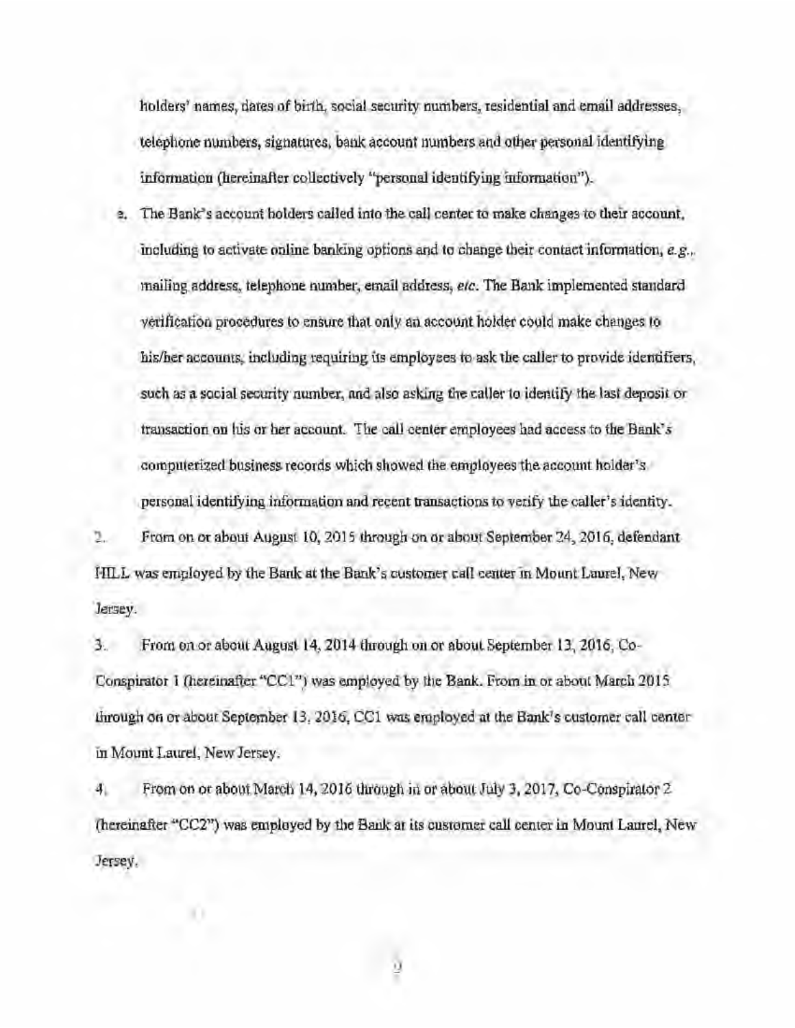holders' names, dates of birth, social security numbers, residential and email addresses, telephone numbers, signatures, bank account numbers and other personal identifying information (hereinafter collectively "personal identifying information").

e. The Bank's account holders called into the call center to make changes to their account, including to activate online banking options and to change their contact information, *e.g.*, mailing address, telephone number, email address, *etc*. The Bank implemented standard verification procedures to ensure that only an account holder could make changes to his/her accounts, including requiring its employees to ask the caller to provide identifiers, such as a social security number, and also asking the caller to identify the last deposit or transaction on his or her account. The call center employees had access to the Bank's computerized business records which showed the employees the account holder's personal identifying information and recent transactions to verify the caller's identity.

2. From on or about August 10, 2015 through on or about September 24, 2016, defendant HILL was employed by the Bank at the Bank's customer call center in Mount Laurel, New Jersey.

3. From on or about August 14, 2014 through on or about September 13, 2016, Co-Conspirator 1 (hereinafter "CC1") was employed by the Bank. From in or about March 2015 through on or about September 13, 2016, CC1 was employed at the Bank's customer call center in Mount Laurel, New Jersey.

4. From on or about March 14, 2016 through in or about July 3, 2017, Co-Conspirator 2 (hereinafter "CC2") was employed by the Bank at its customer call center in Mount Laurel, New Jersey.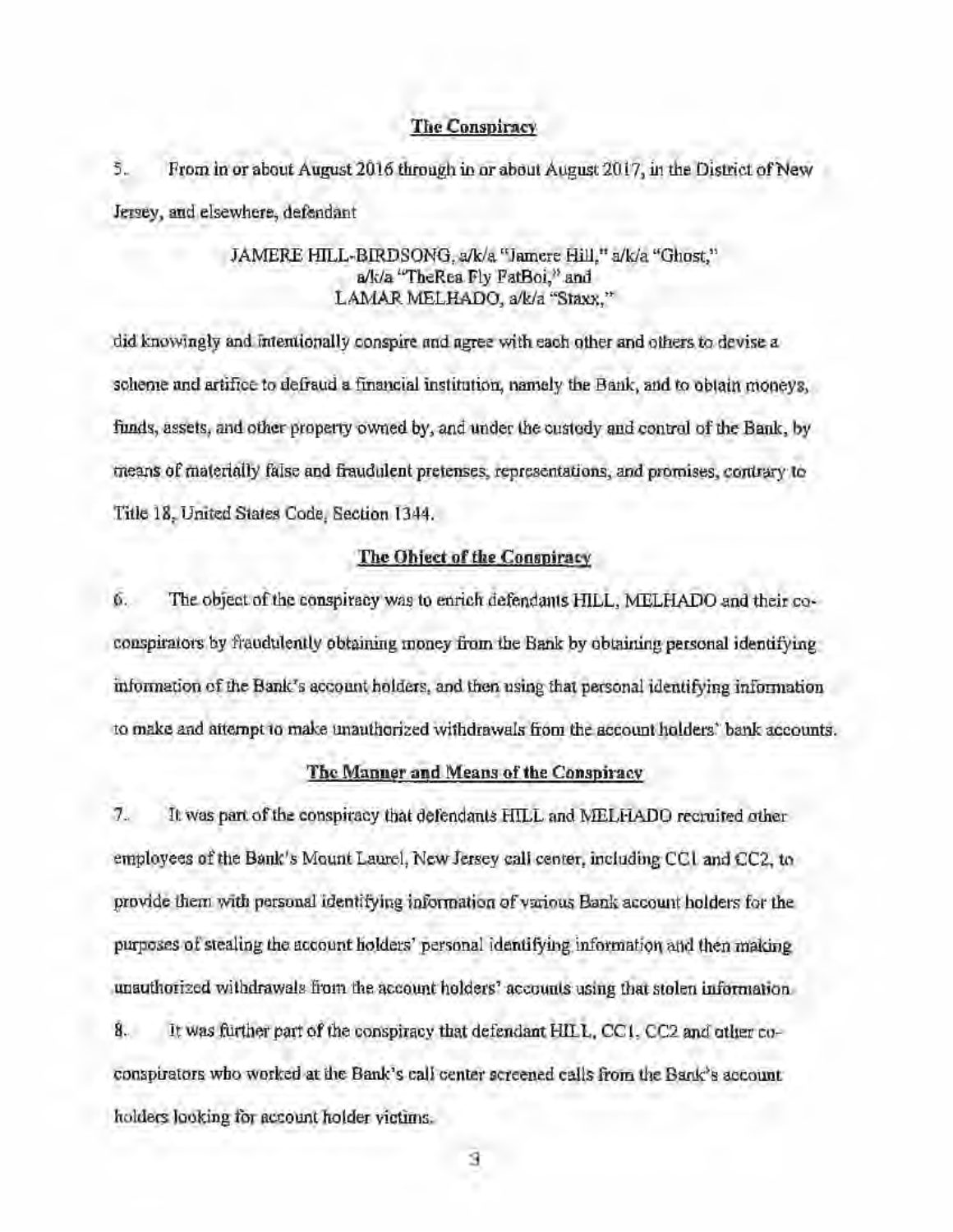## The Conspiracy

5. From in or about August 2016 through in or about August 2017, in the District of New Jersey, and elsewhere, defendant

JAMERE HILL-BIRDSONG, a/k/a "Jamere Hill," a/k/a "Ghost," a/k/a "TheRea Fly FatBoi," and LAMAR MELHADO, a/k/a "Staxx,"

did knowingly and intentionally conspire and agree with each other and others to devise a scheme and artifice to defraud a financial institution, namely the Bank, and to obtain moneys, funds, assets, and other property owned by, and under the custody and control of the Bank, by means of materially false and fraudulent pretenses, representations, and promises, contrary to Title 18, United States Code, Section 1344.

## The Object of the Conspiracy

6. The object of the conspiracy was to enrich defendants HILL, MELHADO and their co-conspirators by fraudulently obtaining money from the Bank by obtaining personal identifying information of the Bank's account holders, and then using that personal identifying information to make and attempt to make unauthorized withdrawals from the account holders' bank accounts.

## The Manner and Means of the Conspiracy

7. It was part of the conspiracy that defendants HILL and MELHADO recruited other employees of the Bank's Mount Laurel, New Jersey call center, including CC1 and CC2, to provide them with personal identifying information of various Bank account holders for the purposes of stealing the account holders' personal identifying information and then making unauthorized withdrawals from the account holders' accounts using that stolen information.

8. It was further part of the conspiracy that defendant HILL, CC1, CC2 and other co-conspirators who worked at the Bank's call center screened calls from the Bank's account holders looking for account holder victims.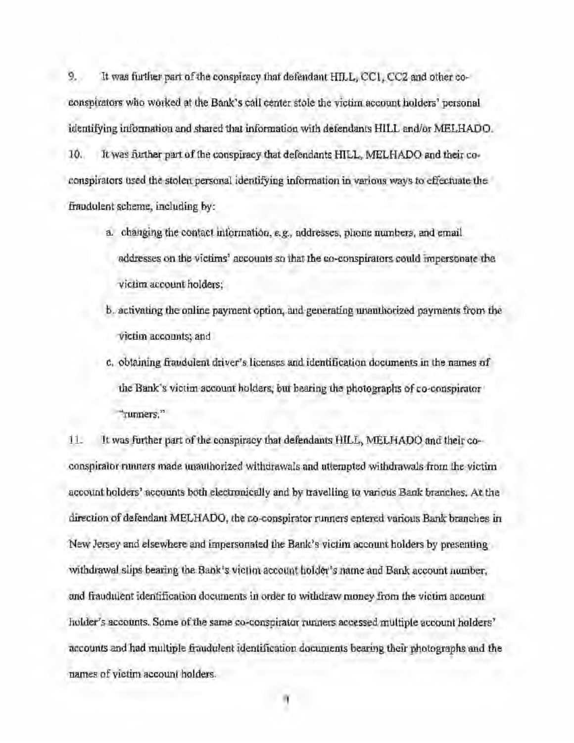9. It was further part of the conspiracy that defendant HILL, CC1, CC2 and other co-conspirators who worked at the Bank's call center stole the victim account holders' personal identifying information and shared that information with defendants HILL and/or MELHADO.

10. It was further part of the conspiracy that defendants HILL, MELHADO and their co-conspirators used the stolen personal identifying information in various ways to effectuate the fraudulent scheme, including by:

a. changing the contact information, e.g., addresses, phone numbers, and email addresses on the victims' accounts so that the co-conspirators could impersonate the victim account holders;

b. activating the online payment option, and generating unauthorized payments from the victim accounts; and

c. obtaining fraudulent driver's licenses and identification documents in the names of the Bank's victim account holders, but bearing the photographs of co-conspirator "runners."

11. It was further part of the conspiracy that defendants HILL, MELHADO and their co-conspirator runners made unauthorized withdrawals and attempted withdrawals from the victim account holders' accounts both electronically and by travelling to various Bank branches. At the direction of defendant MELHADO, the co-conspirator runners entered various Bank branches in New Jersey and elsewhere and impersonated the Bank's victim account holders by presenting withdrawal slips bearing the Bank's victim account holder's name and Bank account number, and fraudulent identification documents in order to withdraw money from the victim account holder's accounts. Some of the same co-conspirator runners accessed multiple account holders' accounts and had multiple fraudulent identification documents bearing their photographs and the names of victim account holders.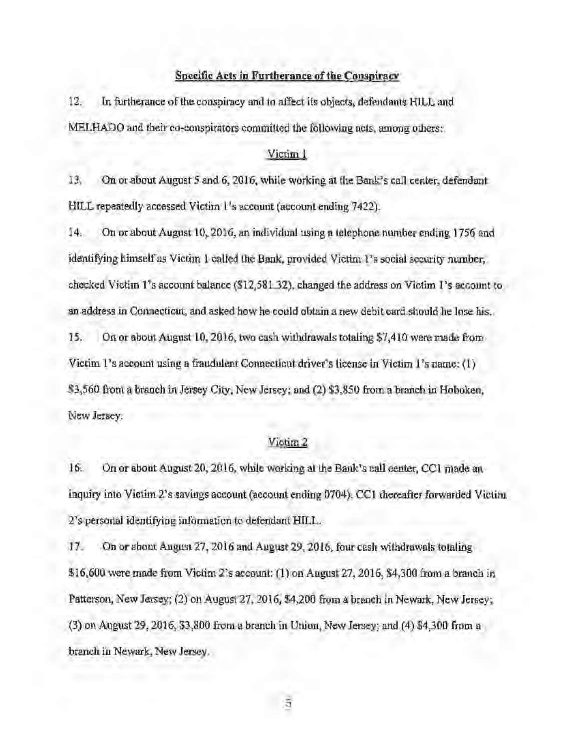## Specific Acts in Furtherance of the Conspiracy

12. In furtherance of the conspiracy and to affect its objects, defendants HILL and MELHADO and their co-conspirators committed the following acts, among others:

### Victim 1

13. On or about August 5 and 6, 2016, while working at the Bank's call center, defendant HILL repeatedly accessed Victim 1's account (account ending 7422).

14. On or about August 10, 2016, an individual using a telephone number ending 1756 and identifying himself as Victim 1 called the Bank, provided Victim 1's social security number, checked Victim 1's account balance ($12,581.32), changed the address on Victim 1's account to an address in Connecticut, and asked how he could obtain a new debit card should he lose his.

15. On or about August 10, 2016, two cash withdrawals totaling $7,410 were made from Victim 1's account using a fraudulent Connecticut driver's license in Victim 1's name: (1) $3,560 from a branch in Jersey City, New Jersey; and (2) $3,850 from a branch in Hoboken, New Jersey.

### Victim 2

16. On or about August 20, 2016, while working at the Bank's call center, CC1 made an inquiry into Victim 2's savings account (account ending 0704). CC1 thereafter forwarded Victim 2's personal identifying information to defendant HILL.

17. On or about August 27, 2016 and August 29, 2016, four cash withdrawals totaling $16,600 were made from Victim 2's account: (1) on August 27, 2016, $4,300 from a branch in Patterson, New Jersey; (2) on August 27, 2016, $4,200 from a branch in Newark, New Jersey; (3) on August 29, 2016, $3,800 from a branch in Union, New Jersey; and (4) $4,300 from a branch in Newark, New Jersey.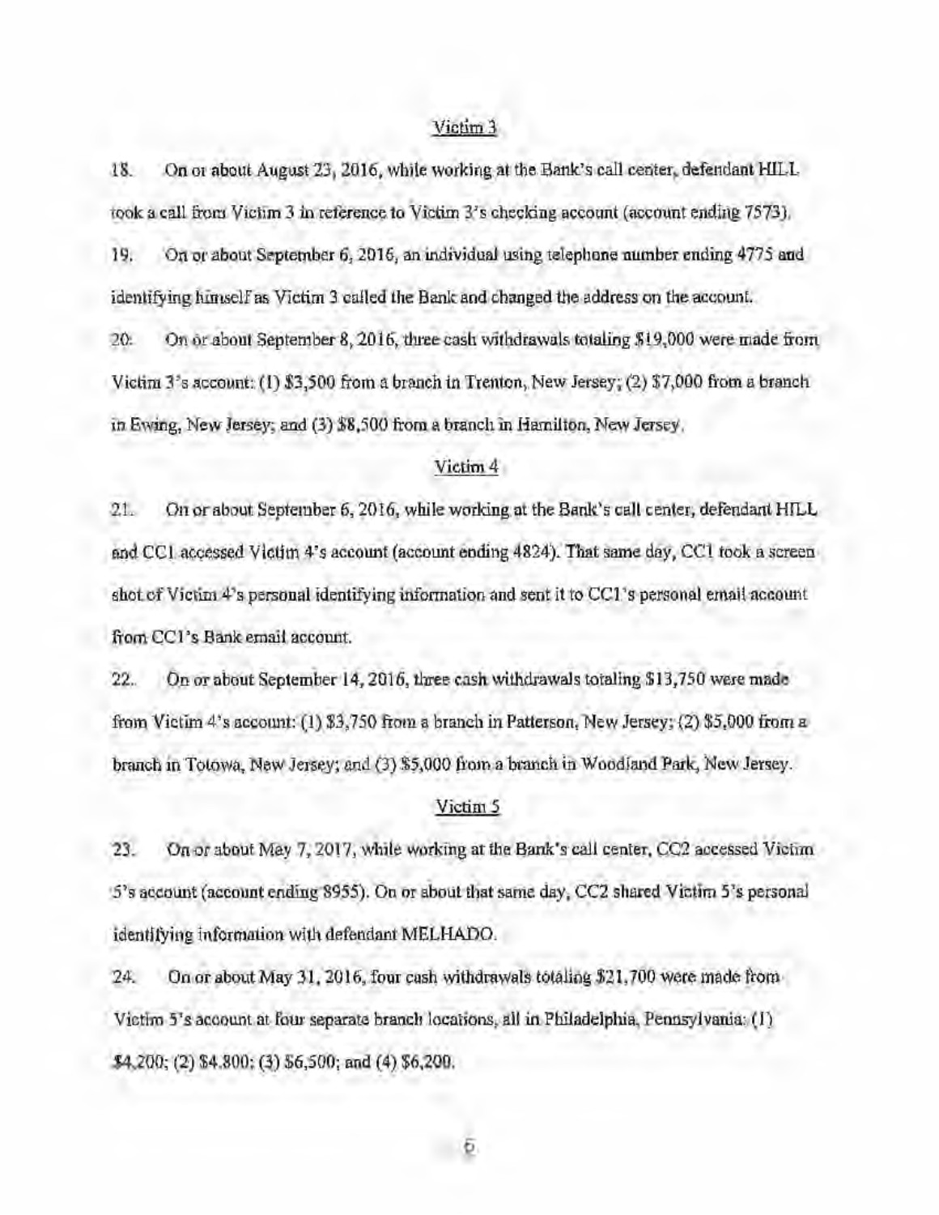Victim 3

18. On or about August 23, 2016, while working at the Bank's call center, defendant HILL took a call from Victim 3 in reference to Victim 3's checking account (account ending 7573).

19. On or about September 6, 2016, an individual using telephone number ending 4775 and identifying himself as Victim 3 called the Bank and changed the address on the account.

20. On or about September 8, 2016, three cash withdrawals totaling $19,000 were made from Victim 3's account: (1) $3,500 from a branch in Trenton, New Jersey; (2) $7,000 from a branch in Ewing, New Jersey; and (3) $8,500 from a branch in Hamilton, New Jersey.

Victim 4

21. On or about September 6, 2016, while working at the Bank's call center, defendant HILL and CC1 accessed Victim 4's account (account ending 4824). That same day, CC1 took a screen shot of Victim 4's personal identifying information and sent it to CC1's personal email account from CC1's Bank email account.

22. On or about September 14, 2016, three cash withdrawals totaling $13,750 were made from Victim 4's account: (1) $3,750 from a branch in Patterson, New Jersey; (2) $5,000 from a branch in Totowa, New Jersey; and (3) $5,000 from a branch in Woodland Park, New Jersey.

Victim 5

23. On or about May 7, 2017, while working at the Bank's call center, CC2 accessed Victim 5's account (account ending 8955). On or about that same day, CC2 shared Victim 5's personal identifying information with defendant MELHADO.

24. On or about May 31, 2016, four cash withdrawals totaling $21,700 were made from Victim 5's account at four separate branch locations, all in Philadelphia, Pennsylvania: (1) $4,200; (2) $4,800; (3) $6,500; and (4) $6,200.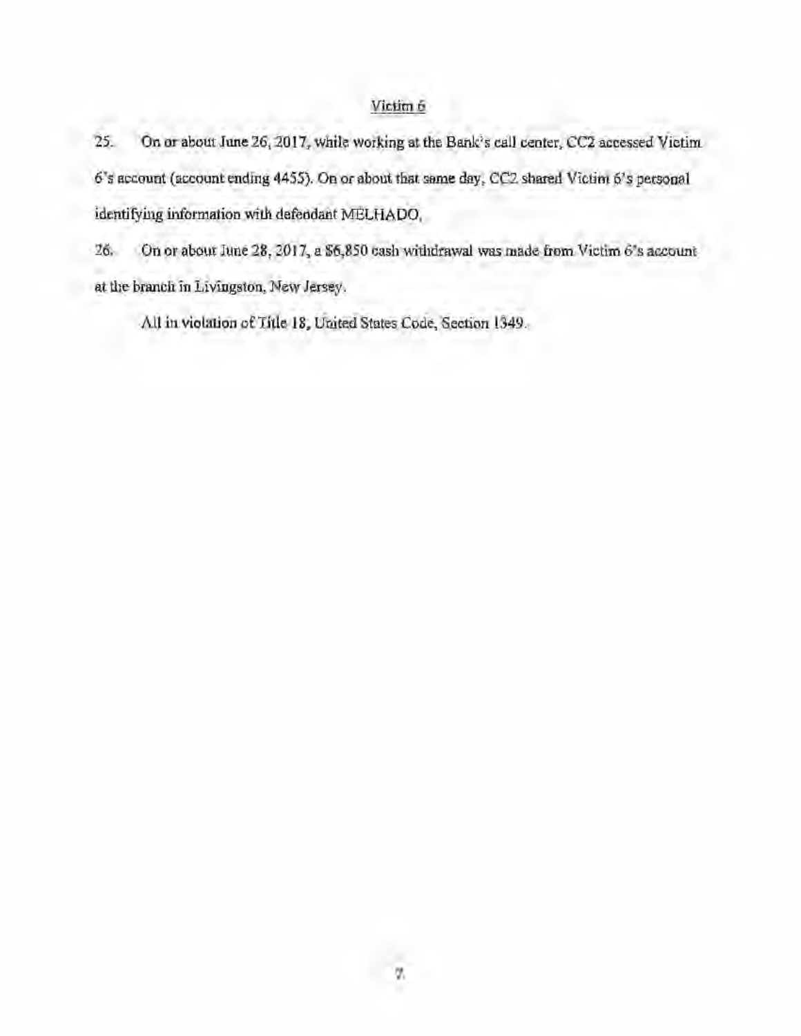<u>Victim 6</u>

25. On or about June 26, 2017, while working at the Bank's call center, CC2 accessed Victim 6's account (account ending 4455). On or about that same day, CC2 shared Victim 6's personal identifying information with defendant MELHADO.

26. On or about June 28, 2017, a $6,850 cash withdrawal was made from Victim 6's account at the branch in Livingston, New Jersey.

All in violation of Title 18, United States Code, Section 1349.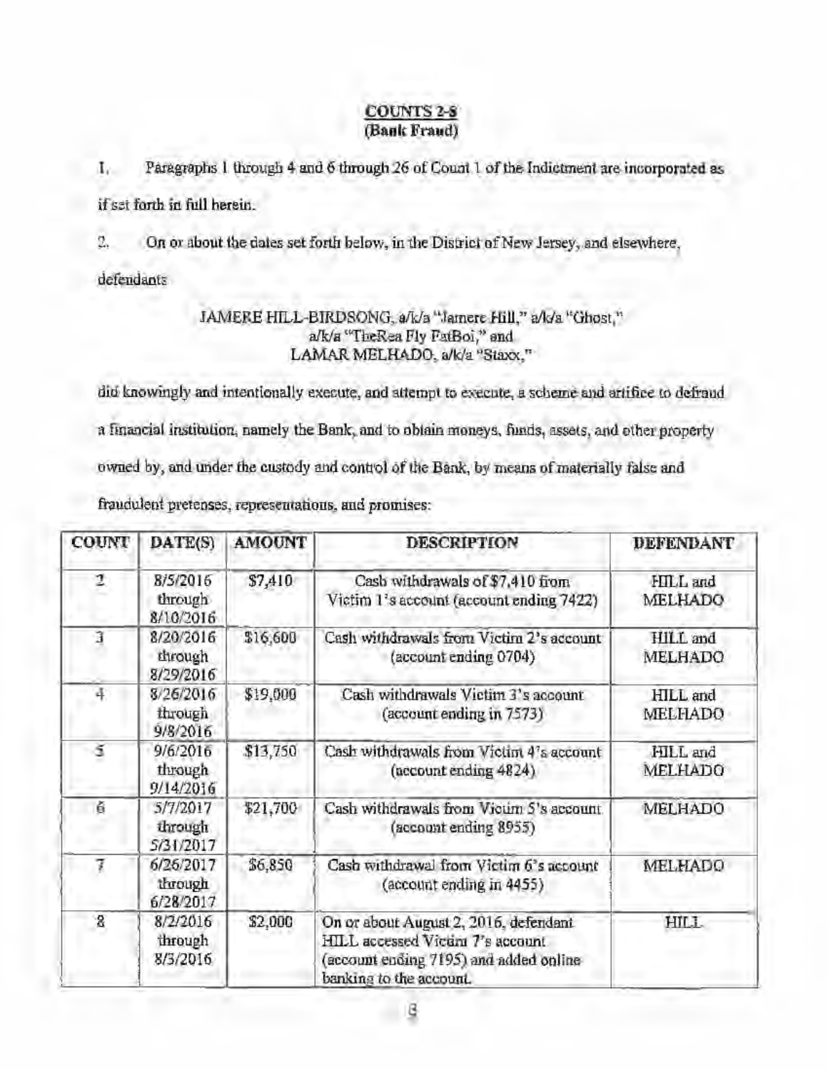## COUNTS 2-8
### (Bank Fraud)

1. Paragraphs 1 through 4 and 6 through 26 of Count 1 of the Indictment are incorporated as if set forth in full herein.

2. On or about the dates set forth below, in the District of New Jersey, and elsewhere, defendants

JAMERE HILL-BIRDSONG, a/k/a "Jamere Hill," a/k/a "Ghost," a/k/a "TheRea Fly FatBoi," and LAMAR MELHADO, a/k/a "Staxx,"

did knowingly and intentionally execute, and attempt to execute, a scheme and artifice to defraud a financial institution, namely the Bank, and to obtain moneys, funds, assets, and other property owned by, and under the custody and control of the Bank, by means of materially false and fraudulent pretenses, representations, and promises:

| COUNT | DATE(S) | AMOUNT | DESCRIPTION | DEFENDANT |
|---|---|---|---|---|
| 2 | 8/5/2016 through 8/10/2016 | $7,410 | Cash withdrawals of $7,410 from Victim 1's account (account ending 7422) | HILL and MELHADO |
| 3 | 8/20/2016 through 8/29/2016 | $16,600 | Cash withdrawals from Victim 2's account (account ending 0704) | HILL and MELHADO |
| 4 | 8/26/2016 through 9/8/2016 | $19,000 | Cash withdrawals Victim 3's account (account ending in 7573) | HILL and MELHADO |
| 5 | 9/6/2016 through 9/14/2016 | $13,750 | Cash withdrawals from Victim 4's account (account ending 4824) | HILL and MELHADO |
| 6 | 5/7/2017 through 5/31/2017 | $21,700 | Cash withdrawals from Victim 5's account (account ending 8955) | MELHADO |
| 7 | 6/26/2017 through 6/28/2017 | $6,850 | Cash withdrawal from Victim 6's account (account ending in 4455) | MELHADO |
| 8 | 8/2/2016 through 8/3/2016 | $2,000 | On or about August 2, 2016, defendant HILL accessed Victim 7's account (account ending 7195) and added online banking to the account. | HILL |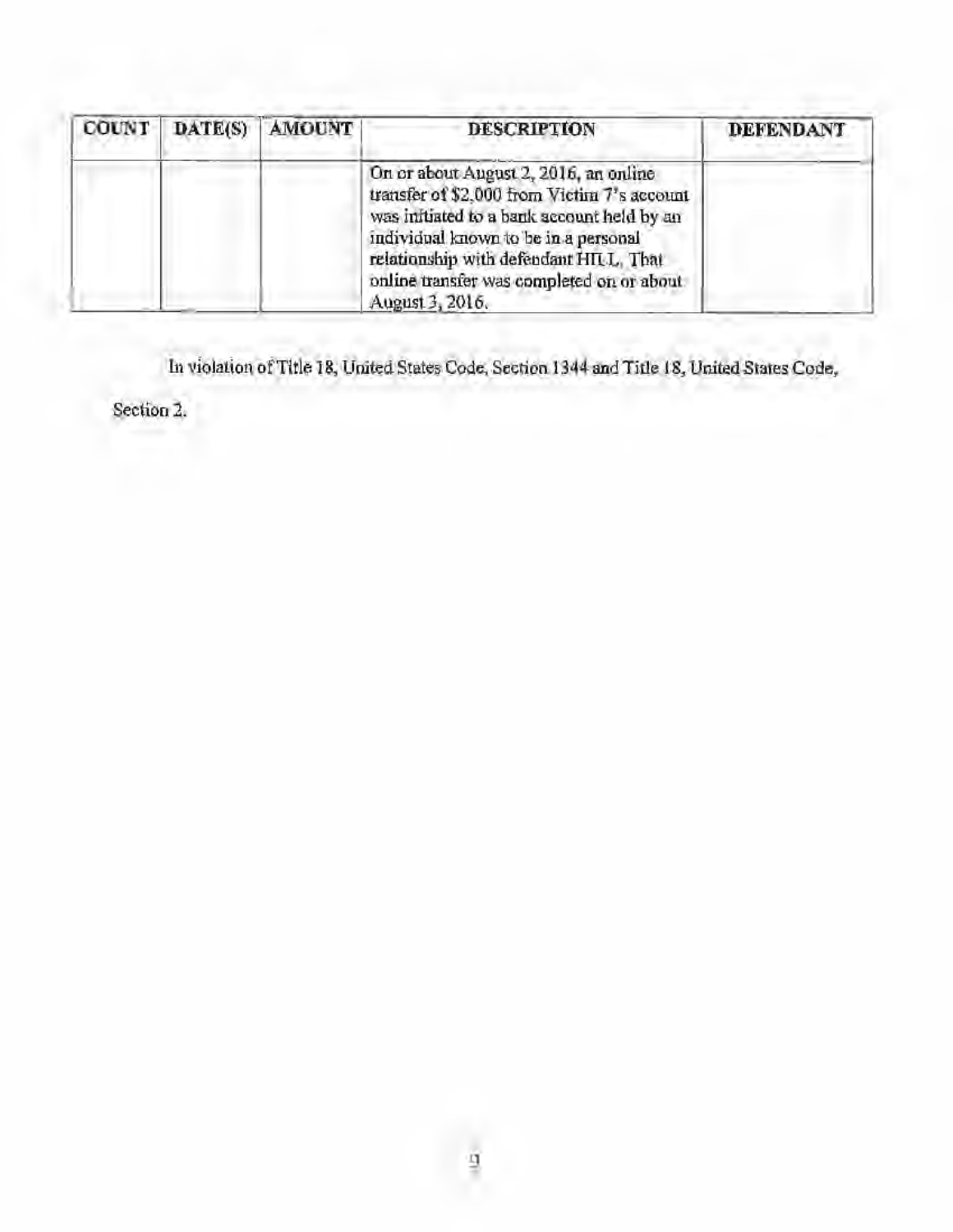| COUNT | DATE(S) | AMOUNT | DESCRIPTION | DEFENDANT |
|---|---|---|---|---|
| | | | On or about August 2, 2016, an online transfer of $2,000 from Victim 7's account was initiated to a bank account held by an individual known to be in a personal relationship with defendant HILL. That online transfer was completed on or about August 3, 2016. | |

In violation of Title 18, United States Code, Section 1344 and Title 18, United States Code, Section 2.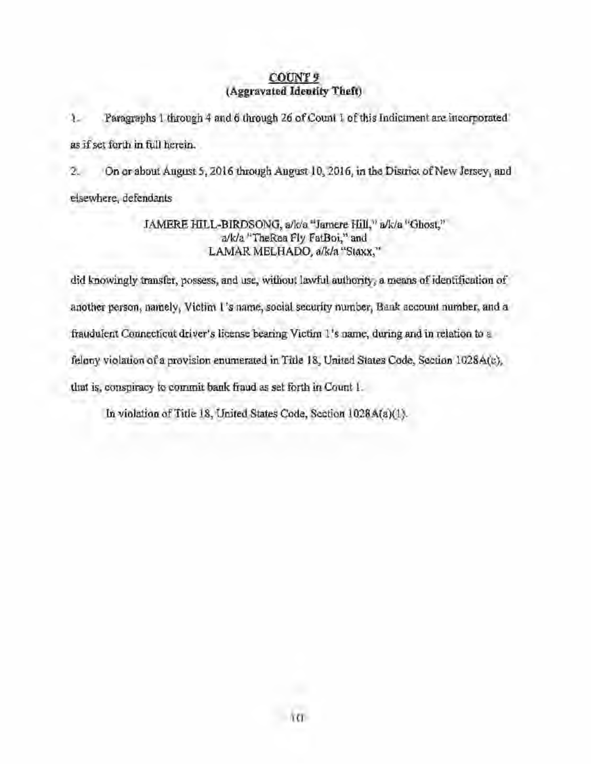## COUNT 9
### (Aggravated Identity Theft)

1. Paragraphs 1 through 4 and 6 through 26 of Count 1 of this Indictment are incorporated as if set forth in full herein.

2. On or about August 5, 2016 through August 10, 2016, in the District of New Jersey, and elsewhere, defendants

JAMERE HILL-BIRDSONG, a/k/a "Jamere Hill," a/k/a "Ghost," a/k/a "TheRea Fly FatBoi," and LAMAR MELHADO, a/k/a "Staxx,"

did knowingly transfer, possess, and use, without lawful authority, a means of identification of another person, namely, Victim 1's name, social security number, Bank account number, and a fraudulent Connecticut driver's license bearing Victim 1's name, during and in relation to a felony violation of a provision enumerated in Title 18, United States Code, Section 1028A(c), that is, conspiracy to commit bank fraud as set forth in Count 1.

In violation of Title 18, United States Code, Section 1028A(a)(1).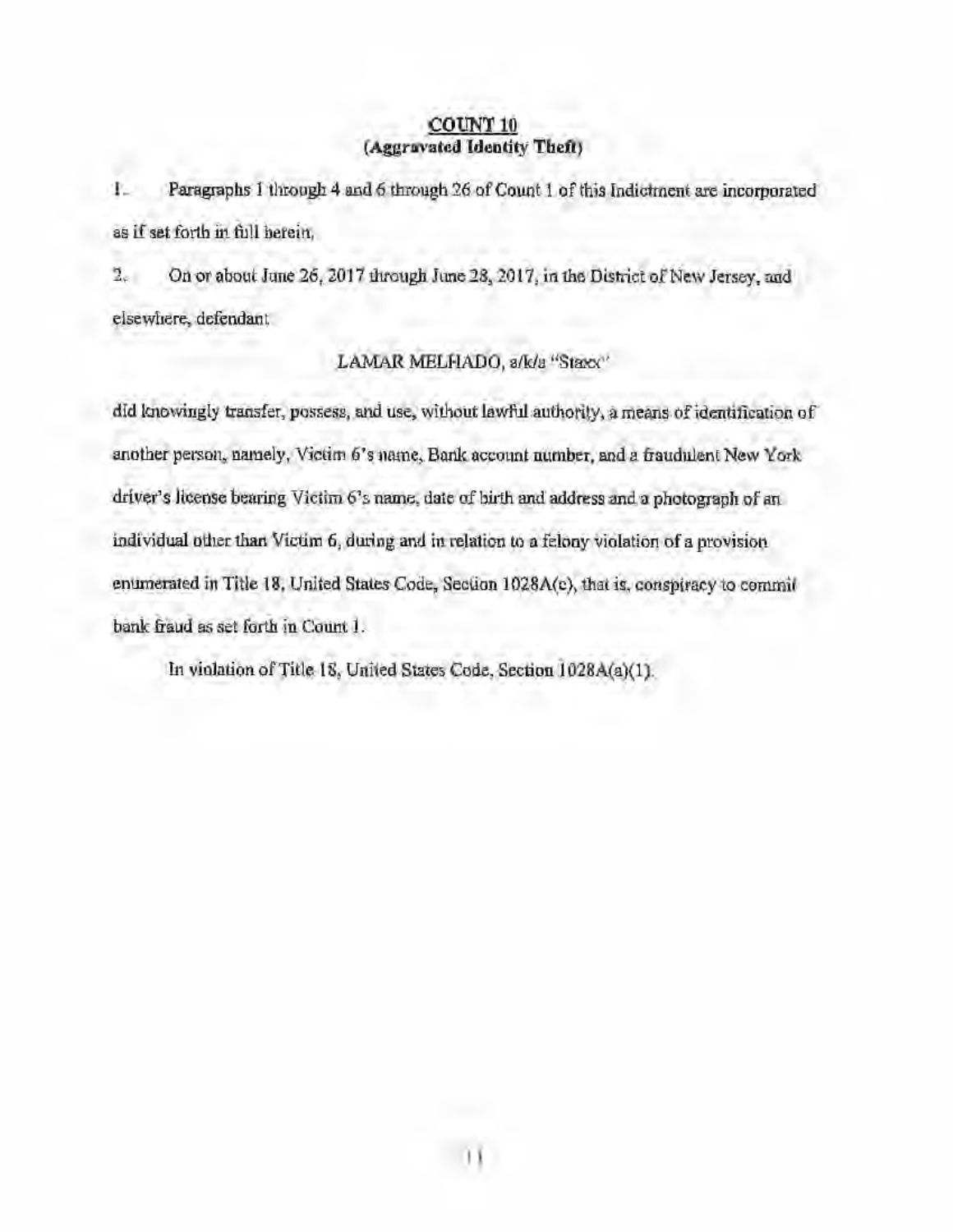**COUNT 10**
**(Aggravated Identity Theft)**

1. Paragraphs 1 through 4 and 6 through 26 of Count 1 of this Indictment are incorporated as if set forth in full herein.

2. On or about June 26, 2017 through June 28, 2017, in the District of New Jersey, and elsewhere, defendant

LAMAR MELHADO, a/k/a "Staxx"

did knowingly transfer, possess, and use, without lawful authority, a means of identification of another person, namely, Victim 6's name, Bank account number, and a fraudulent New York driver's license bearing Victim 6's name, date of birth and address and a photograph of an individual other than Victim 6, during and in relation to a felony violation of a provision enumerated in Title 18, United States Code, Section 1028A(c), that is, conspiracy to commit bank fraud as set forth in Count 1.

In violation of Title 18, United States Code, Section 1028A(a)(1).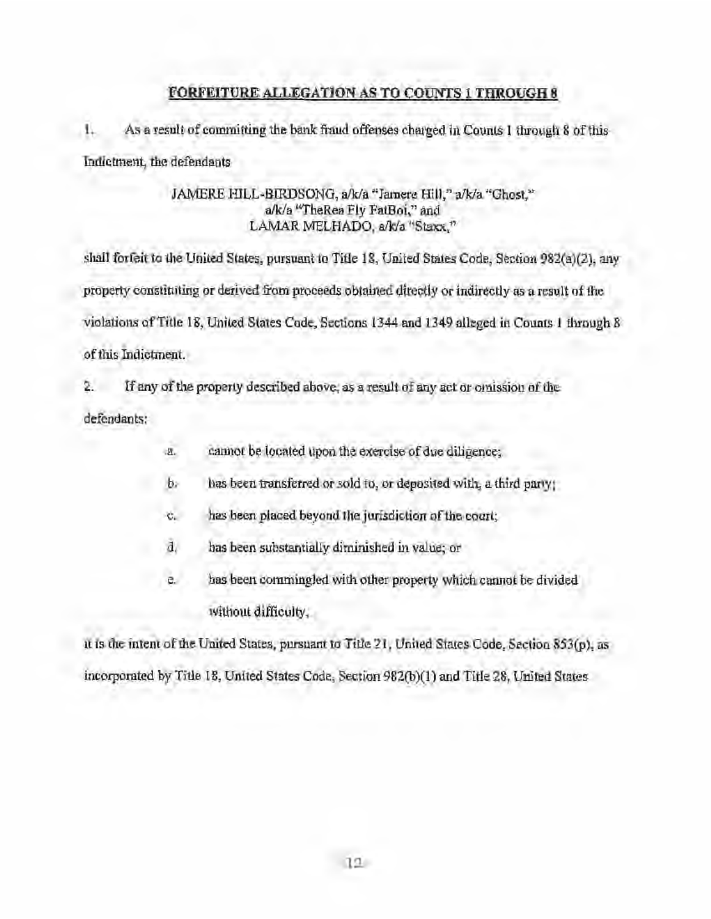## FORFEITURE ALLEGATION AS TO COUNTS 1 THROUGH 8

1. As a result of committing the bank fraud offenses charged in Counts 1 through 8 of this Indictment, the defendants

JAMERE HILL-BIRDSONG, a/k/a "Jamere Hill," a/k/a "Ghost," a/k/a "TheRea Fly FatBoi," and LAMAR MELHADO, a/k/a "Staxx,"

shall forfeit to the United States, pursuant to Title 18, United States Code, Section 982(a)(2), any property constituting or derived from proceeds obtained directly or indirectly as a result of the violations of Title 18, United States Code, Sections 1344 and 1349 alleged in Counts 1 through 8 of this Indictment.

2. If any of the property described above, as a result of any act or omission of the defendants:

   a. cannot be located upon the exercise of due diligence;

   b. has been transferred or sold to, or deposited with, a third party;

   c. has been placed beyond the jurisdiction of the court;

   d. has been substantially diminished in value; or

   e. has been commingled with other property which cannot be divided without difficulty,

it is the intent of the United States, pursuant to Title 21, United States Code, Section 853(p), as incorporated by Title 18, United States Code, Section 982(b)(1) and Title 28, United States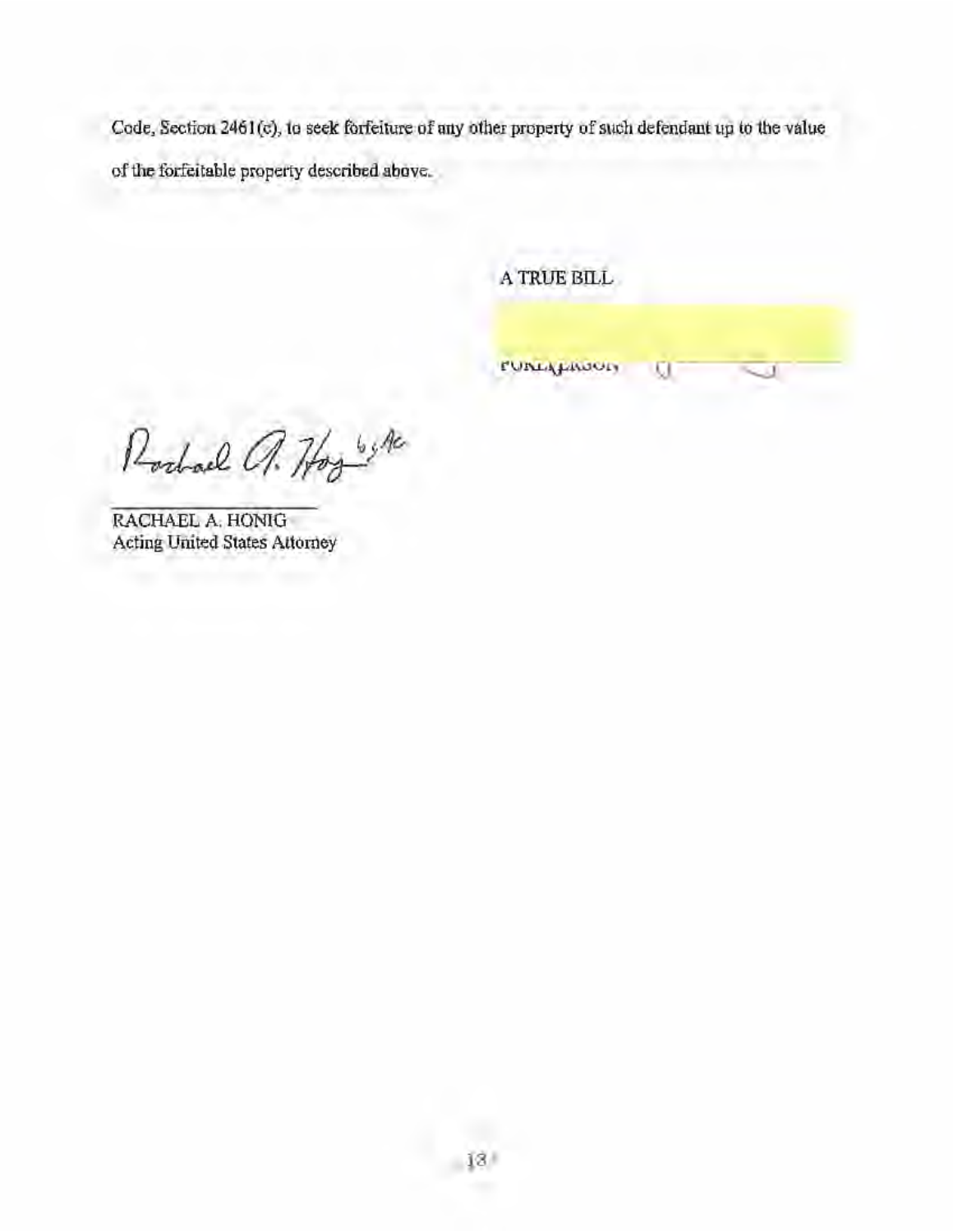Code, Section 2461(c), to seek forfeiture of any other property of such defendant up to the value of the forfeitable property described above.

A TRUE BILL

FOREPERSON

RACHAEL A. HONIG
Acting United States Attorney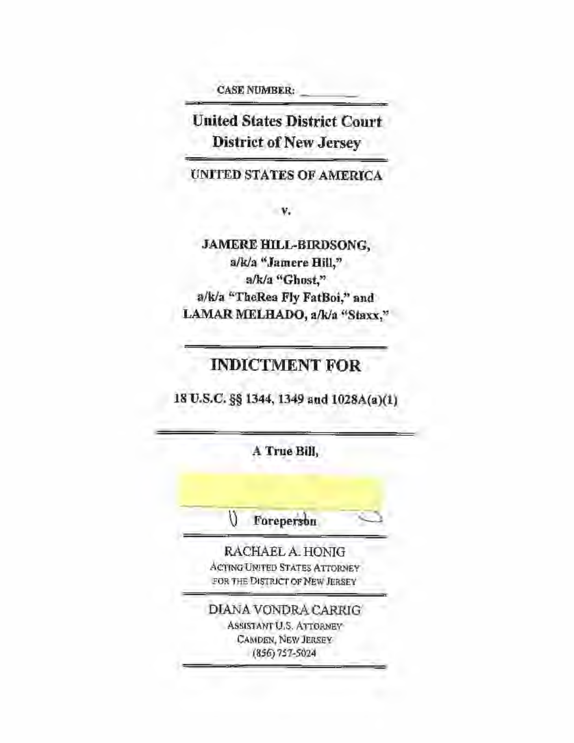CASE NUMBER: \_\_\_\_\_\_\_\_\_

**United States District Court**
**District of New Jersey**

**UNITED STATES OF AMERICA**

**v.**

**JAMERE HILL-BIRDSONG,**
**a/k/a "Jamere Hill,"**
**a/k/a "Ghost,"**
**a/k/a "TheRea Fly FatBoi," and**
**LAMAR MELHADO, a/k/a "Staxx,"**

# INDICTMENT FOR

**18 U.S.C. §§ 1344, 1349 and 1028A(a)(1)**

**A True Bill,**

**Foreperson**

RACHAEL A. HONIG
ACTING UNITED STATES ATTORNEY
FOR THE DISTRICT OF NEW JERSEY

DIANA VONDRA CARRIG
ASSISTANT U.S. ATTORNEY
CAMDEN, NEW JERSEY
(856) 757-5024